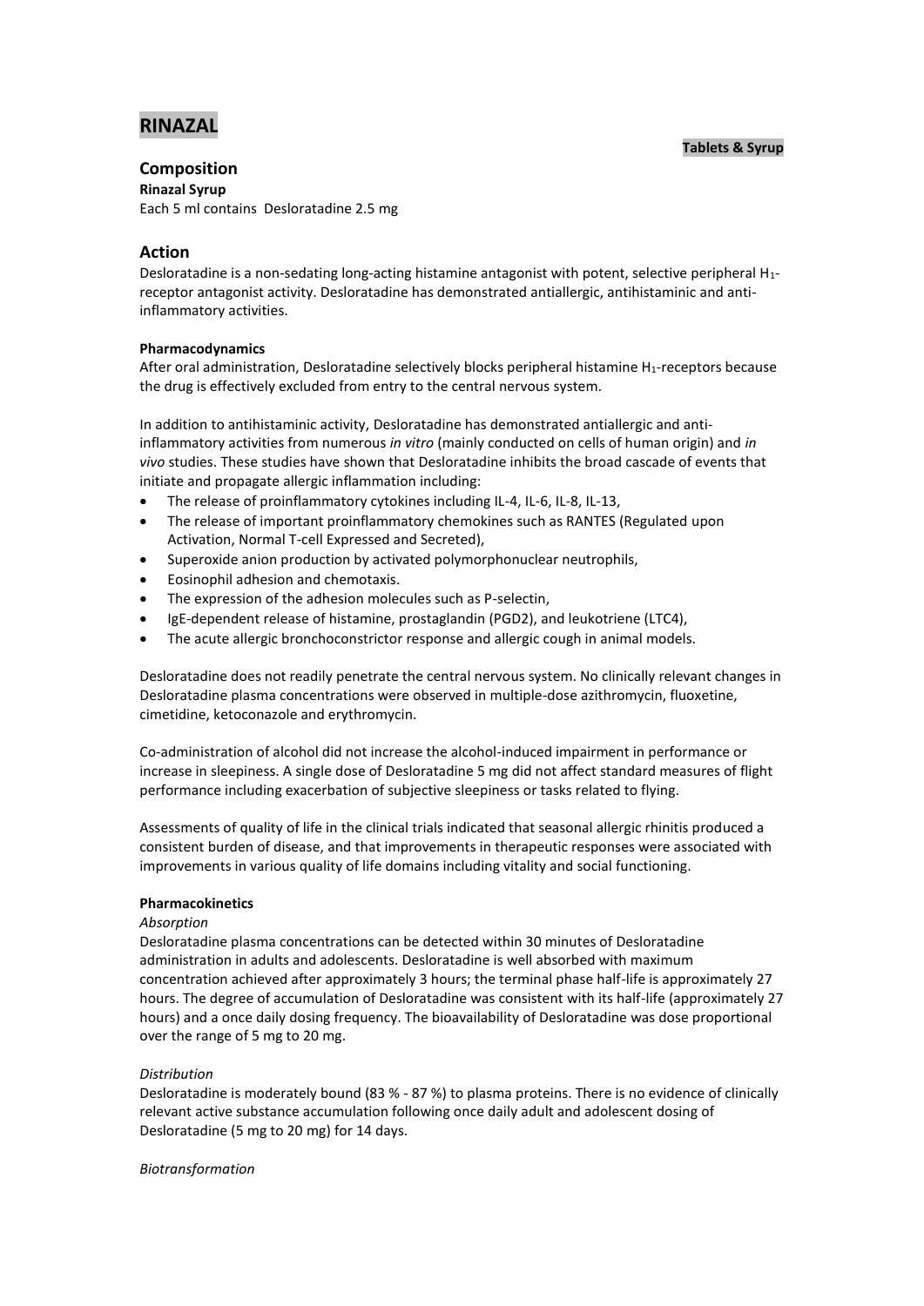# RINAZAL

**Tablets & Syrup**

## Composition

**Rinazal Syrup**

Each 5 ml contains Desloratadine 2.5 mg

## Action

Desloratadine is a non-sedating long-acting histamine antagonist with potent, selective peripheral $H_1$-receptor antagonist activity. Desloratadine has demonstrated antiallergic, antihistaminic and anti-inflammatory activities.

**Pharmacodynamics**

After oral administration, Desloratadine selectively blocks peripheral histamine $H_1$-receptors because the drug is effectively excluded from entry to the central nervous system.

In addition to antihistaminic activity, Desloratadine has demonstrated antiallergic and anti-inflammatory activities from numerous *in vitro* (mainly conducted on cells of human origin) and *in vivo* studies. These studies have shown that Desloratadine inhibits the broad cascade of events that initiate and propagate allergic inflammation including:

- The release of proinflammatory cytokines including IL-4, IL-6, IL-8, IL-13,
- The release of important proinflammatory chemokines such as RANTES (Regulated upon Activation, Normal T-cell Expressed and Secreted),
- Superoxide anion production by activated polymorphonuclear neutrophils,
- Eosinophil adhesion and chemotaxis.
- The expression of the adhesion molecules such as P-selectin,
- IgE-dependent release of histamine, prostaglandin (PGD2), and leukotriene (LTC4),
- The acute allergic bronchoconstrictor response and allergic cough in animal models.

Desloratadine does not readily penetrate the central nervous system. No clinically relevant changes in Desloratadine plasma concentrations were observed in multiple-dose azithromycin, fluoxetine, cimetidine, ketoconazole and erythromycin.

Co-administration of alcohol did not increase the alcohol-induced impairment in performance or increase in sleepiness. A single dose of Desloratadine 5 mg did not affect standard measures of flight performance including exacerbation of subjective sleepiness or tasks related to flying.

Assessments of quality of life in the clinical trials indicated that seasonal allergic rhinitis produced a consistent burden of disease, and that improvements in therapeutic responses were associated with improvements in various quality of life domains including vitality and social functioning.

**Pharmacokinetics**

*Absorption*

Desloratadine plasma concentrations can be detected within 30 minutes of Desloratadine administration in adults and adolescents. Desloratadine is well absorbed with maximum concentration achieved after approximately 3 hours; the terminal phase half-life is approximately 27 hours. The degree of accumulation of Desloratadine was consistent with its half-life (approximately 27 hours) and a once daily dosing frequency. The bioavailability of Desloratadine was dose proportional over the range of 5 mg to 20 mg.

*Distribution*

Desloratadine is moderately bound (83 % - 87 %) to plasma proteins. There is no evidence of clinically relevant active substance accumulation following once daily adult and adolescent dosing of Desloratadine (5 mg to 20 mg) for 14 days.

*Biotransformation*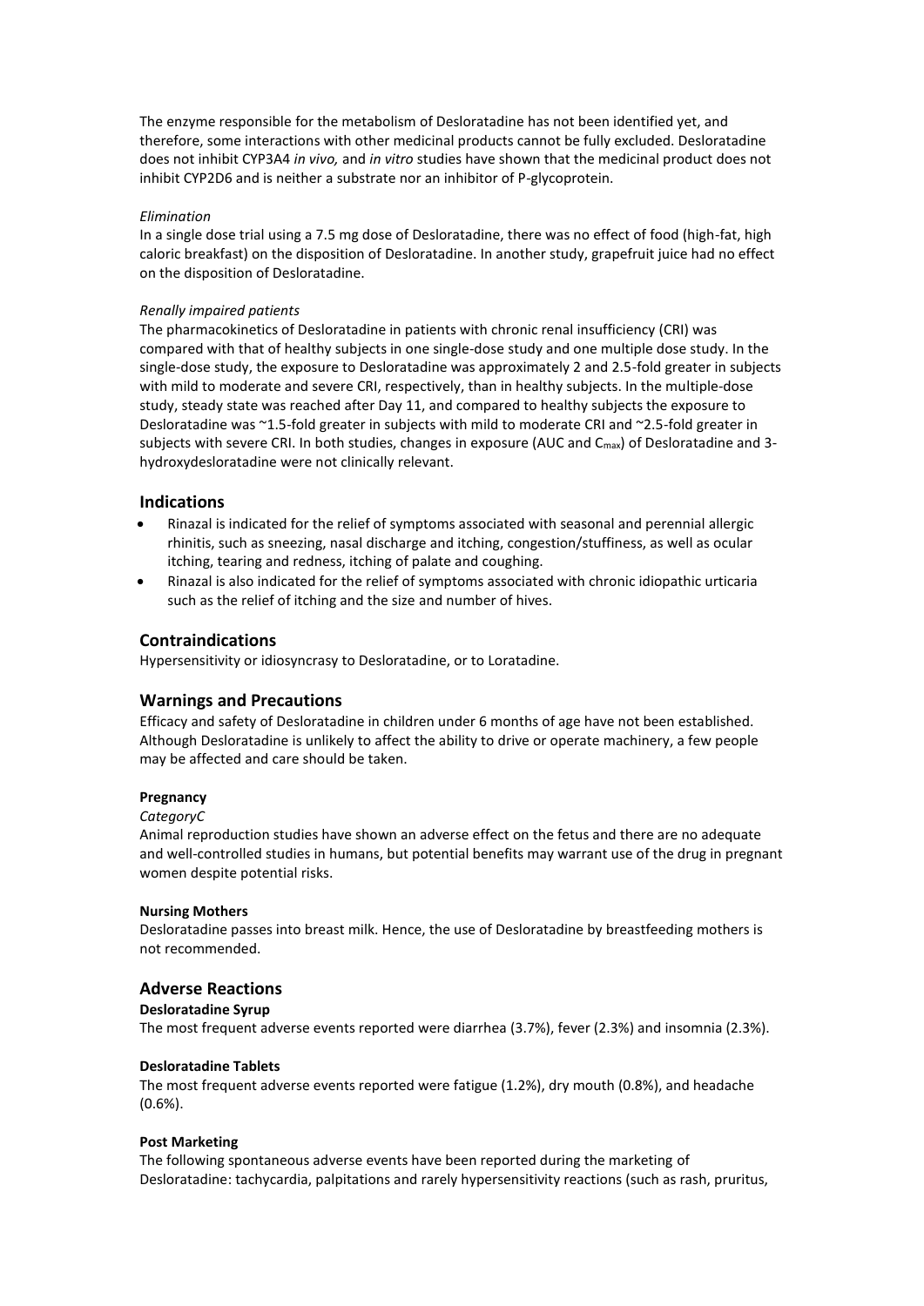The enzyme responsible for the metabolism of Desloratadine has not been identified yet, and therefore, some interactions with other medicinal products cannot be fully excluded. Desloratadine does not inhibit CYP3A4 *in vivo,* and *in vitro* studies have shown that the medicinal product does not inhibit CYP2D6 and is neither a substrate nor an inhibitor of P-glycoprotein.

*Elimination*

In a single dose trial using a 7.5 mg dose of Desloratadine, there was no effect of food (high-fat, high caloric breakfast) on the disposition of Desloratadine. In another study, grapefruit juice had no effect on the disposition of Desloratadine.

*Renally impaired patients*

The pharmacokinetics of Desloratadine in patients with chronic renal insufficiency (CRI) was compared with that of healthy subjects in one single-dose study and one multiple dose study. In the single-dose study, the exposure to Desloratadine was approximately 2 and 2.5-fold greater in subjects with mild to moderate and severe CRI, respectively, than in healthy subjects. In the multiple-dose study, steady state was reached after Day 11, and compared to healthy subjects the exposure to Desloratadine was ~1.5-fold greater in subjects with mild to moderate CRI and ~2.5-fold greater in subjects with severe CRI. In both studies, changes in exposure (AUC and $C_{max}$) of Desloratadine and 3-hydroxydesloratadine were not clinically relevant.

## Indications

- Rinazal is indicated for the relief of symptoms associated with seasonal and perennial allergic rhinitis, such as sneezing, nasal discharge and itching, congestion/stuffiness, as well as ocular itching, tearing and redness, itching of palate and coughing.
- Rinazal is also indicated for the relief of symptoms associated with chronic idiopathic urticaria such as the relief of itching and the size and number of hives.

## Contraindications

Hypersensitivity or idiosyncrasy to Desloratadine, or to Loratadine.

## Warnings and Precautions

Efficacy and safety of Desloratadine in children under 6 months of age have not been established. Although Desloratadine is unlikely to affect the ability to drive or operate machinery, a few people may be affected and care should be taken.

**Pregnancy**

*CategoryC*

Animal reproduction studies have shown an adverse effect on the fetus and there are no adequate and well-controlled studies in humans, but potential benefits may warrant use of the drug in pregnant women despite potential risks.

**Nursing Mothers**

Desloratadine passes into breast milk. Hence, the use of Desloratadine by breastfeeding mothers is not recommended.

## Adverse Reactions

**Desloratadine Syrup**

The most frequent adverse events reported were diarrhea (3.7%), fever (2.3%) and insomnia (2.3%).

**Desloratadine Tablets**

The most frequent adverse events reported were fatigue (1.2%), dry mouth (0.8%), and headache (0.6%).

**Post Marketing**

The following spontaneous adverse events have been reported during the marketing of Desloratadine: tachycardia, palpitations and rarely hypersensitivity reactions (such as rash, pruritus,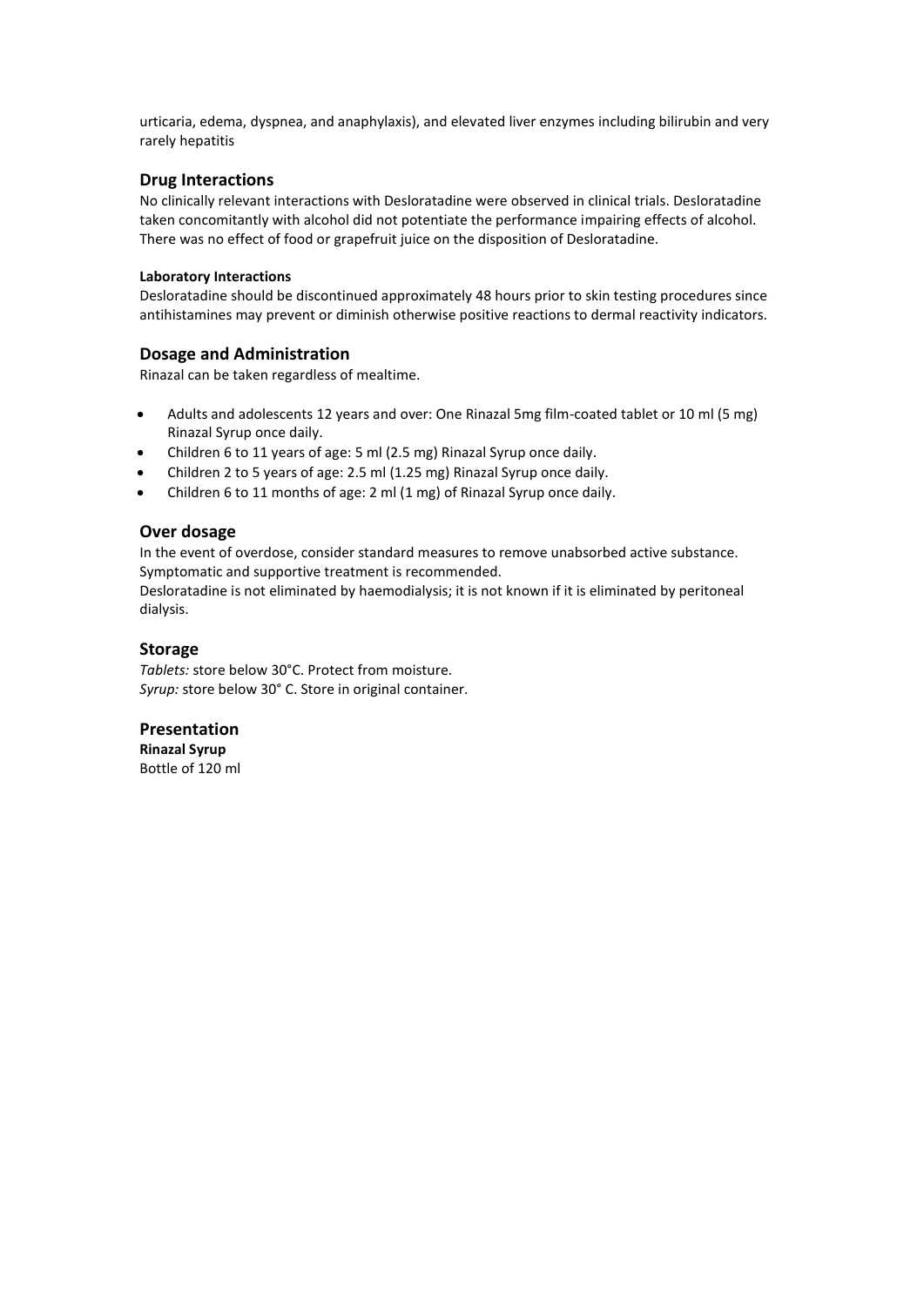urticaria, edema, dyspnea, and anaphylaxis), and elevated liver enzymes including bilirubin and very rarely hepatitis

## Drug Interactions

No clinically relevant interactions with Desloratadine were observed in clinical trials. Desloratadine taken concomitantly with alcohol did not potentiate the performance impairing effects of alcohol. There was no effect of food or grapefruit juice on the disposition of Desloratadine.

#### Laboratory Interactions

Desloratadine should be discontinued approximately 48 hours prior to skin testing procedures since antihistamines may prevent or diminish otherwise positive reactions to dermal reactivity indicators.

## Dosage and Administration

Rinazal can be taken regardless of mealtime.

- Adults and adolescents 12 years and over: One Rinazal 5mg film-coated tablet or 10 ml (5 mg) Rinazal Syrup once daily.
- Children 6 to 11 years of age: 5 ml (2.5 mg) Rinazal Syrup once daily.
- Children 2 to 5 years of age: 2.5 ml (1.25 mg) Rinazal Syrup once daily.
- Children 6 to 11 months of age: 2 ml (1 mg) of Rinazal Syrup once daily.

## Over dosage

In the event of overdose, consider standard measures to remove unabsorbed active substance. Symptomatic and supportive treatment is recommended.
Desloratadine is not eliminated by haemodialysis; it is not known if it is eliminated by peritoneal dialysis.

## Storage

*Tablets:* store below 30°C. Protect from moisture.
*Syrup:* store below 30° C. Store in original container.

## Presentation

**Rinazal Syrup**
Bottle of 120 ml